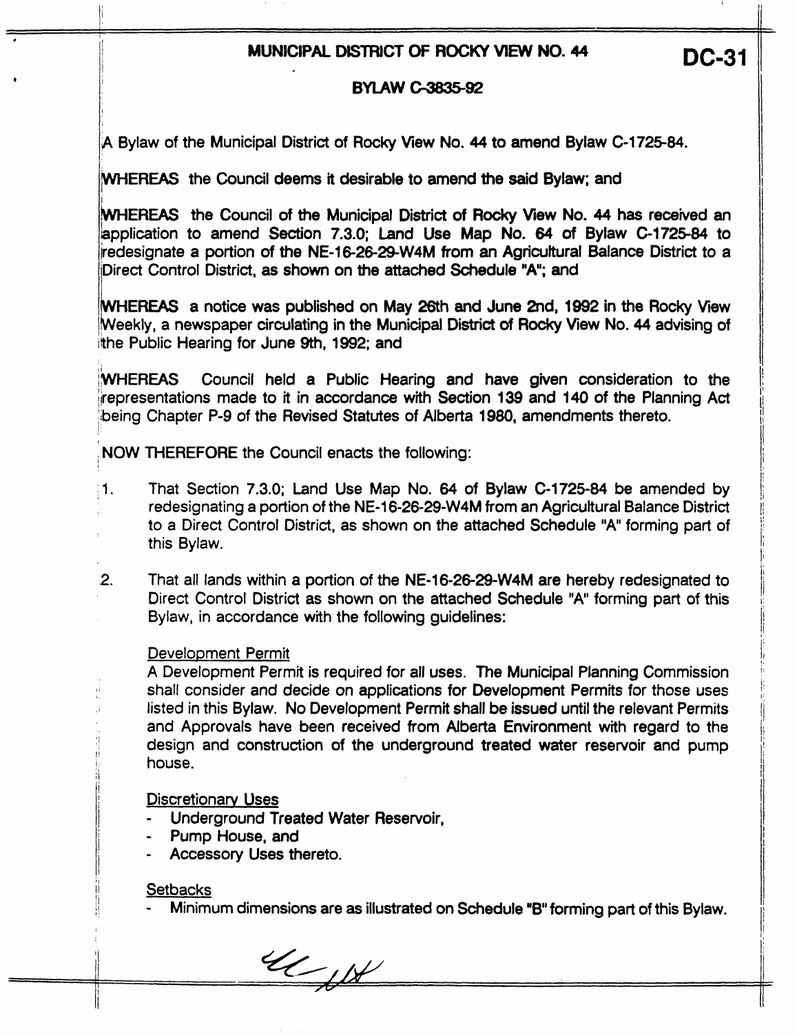# MUNICIPAL DISTRICT OF ROCKY VIEW NO. 44

**DC-31**

## BYLAW C-3835-92

A Bylaw of the Municipal District of Rocky View No. 44 to amend Bylaw C-1725-84.

**WHEREAS** the Council deems it desirable to amend the said Bylaw; and

**WHEREAS** the Council of the Municipal District of Rocky View No. 44 has received an application to amend Section 7.3.0; Land Use Map No. 64 of Bylaw C-1725-84 to redesignate a portion of the NE-16-26-29-W4M from an Agricultural Balance District to a Direct Control District, as shown on the attached Schedule "A"; and

**WHEREAS** a notice was published on May 26th and June 2nd, 1992 in the Rocky View Weekly, a newspaper circulating in the Municipal District of Rocky View No. 44 advising of the Public Hearing for June 9th, 1992; and

**WHEREAS** Council held a Public Hearing and have given consideration to the representations made to it in accordance with Section 139 and 140 of the Planning Act being Chapter P-9 of the Revised Statutes of Alberta 1980, amendments thereto.

**NOW THEREFORE** the Council enacts the following:

1. That Section 7.3.0; Land Use Map No. 64 of Bylaw C-1725-84 be amended by redesignating a portion of the NE-16-26-29-W4M from an Agricultural Balance District to a Direct Control District, as shown on the attached Schedule "A" forming part of this Bylaw.

2. That all lands within a portion of the NE-16-26-29-W4M are hereby redesignated to Direct Control District as shown on the attached Schedule "A" forming part of this Bylaw, in accordance with the following guidelines:

   Development Permit
   A Development Permit is required for all uses. The Municipal Planning Commission shall consider and decide on applications for Development Permits for those uses listed in this Bylaw. No Development Permit shall be issued until the relevant Permits and Approvals have been received from Alberta Environment with regard to the design and construction of the underground treated water reservoir and pump house.

   Discretionary Uses
   - Underground Treated Water Reservoir,
   - Pump House, and
   - Accessory Uses thereto.

   Setbacks
   - Minimum dimensions are as illustrated on Schedule "B" forming part of this Bylaw.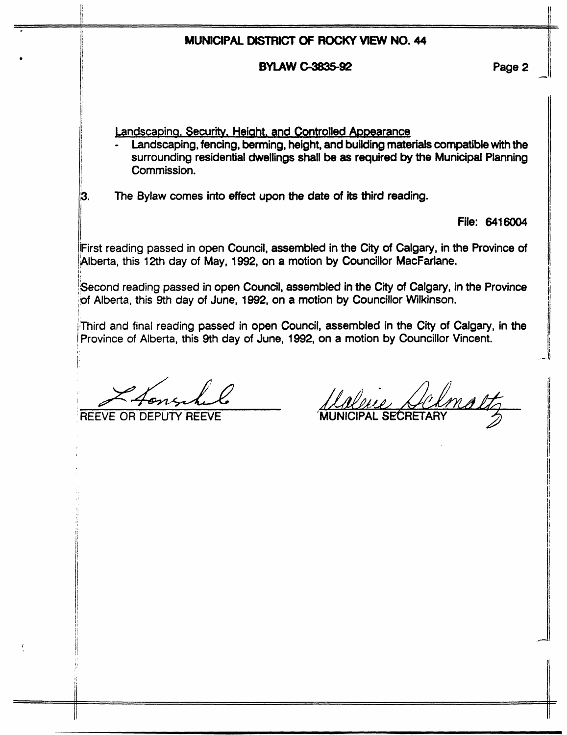MUNICIPAL DISTRICT OF ROCKY VIEW NO. 44

BYLAW C-3835-92

Landscaping, Security, Height, and Controlled Appearance

- Landscaping, fencing, berming, height, and building materials compatible with the surrounding residential dwellings shall be as required by the Municipal Planning Commission.

3. The Bylaw comes into effect upon the date of its third reading.

File: 6416004

First reading passed in open Council, assembled in the City of Calgary, in the Province of Alberta, this 12th day of May, 1992, on a motion by Councillor MacFarlane.

Second reading passed in open Council, assembled in the City of Calgary, in the Province of Alberta, this 9th day of June, 1992, on a motion by Councillor Wilkinson.

Third and final reading passed in open Council, assembled in the City of Calgary, in the Province of Alberta, this 9th day of June, 1992, on a motion by Councillor Vincent.

REEVE OR DEPUTY REEVE

MUNICIPAL SECRETARY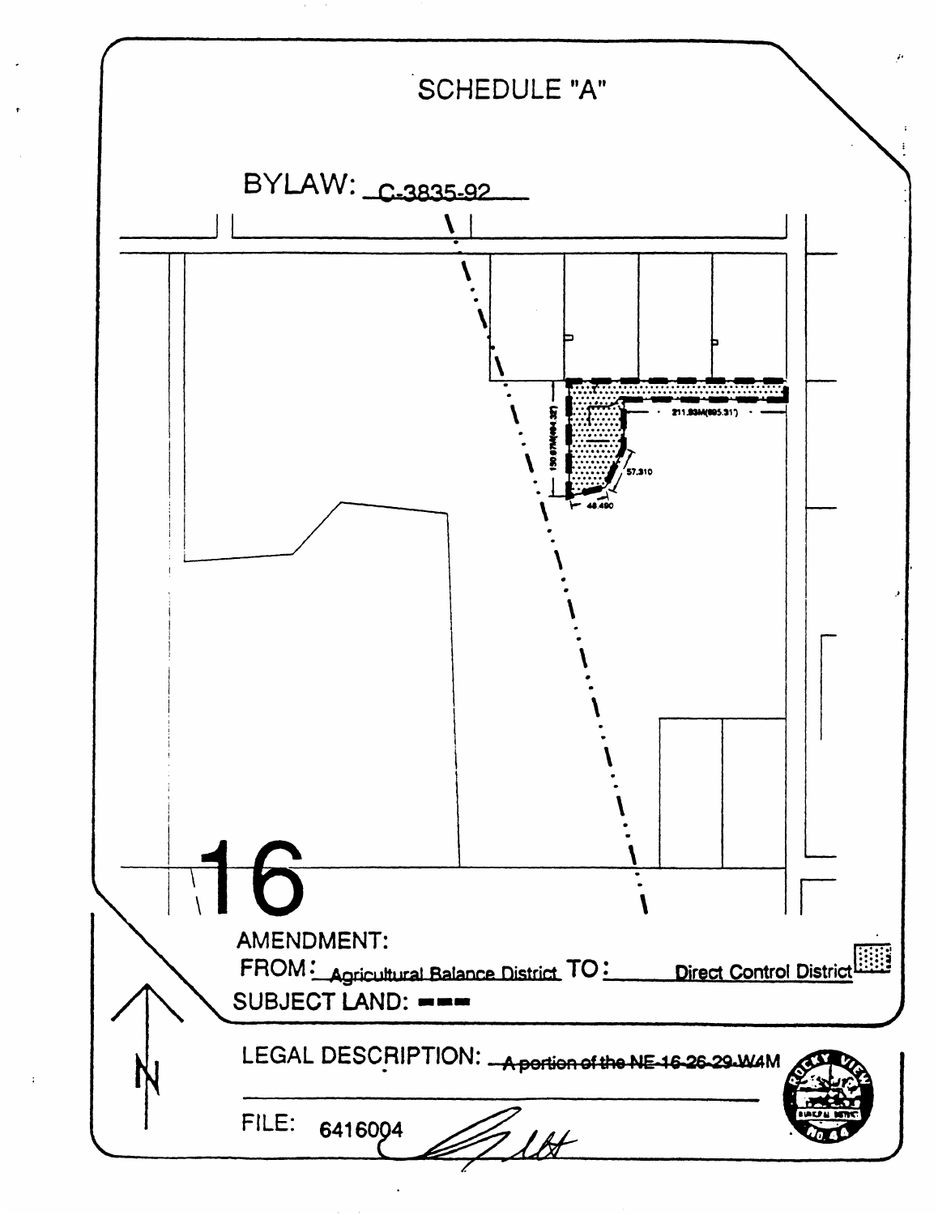# SCHEDULE "A"

BYLAW: C-3835-92

211.93M(695.31')

150.87M(494.32')

57.310

48.490

16

AMENDMENT:

FROM: Agricultural Balance District TO: Direct Control District

SUBJECT LAND: ▬▬▬

LEGAL DESCRIPTION: A portion of the NE-16-26-29-W4M

FILE: 6416004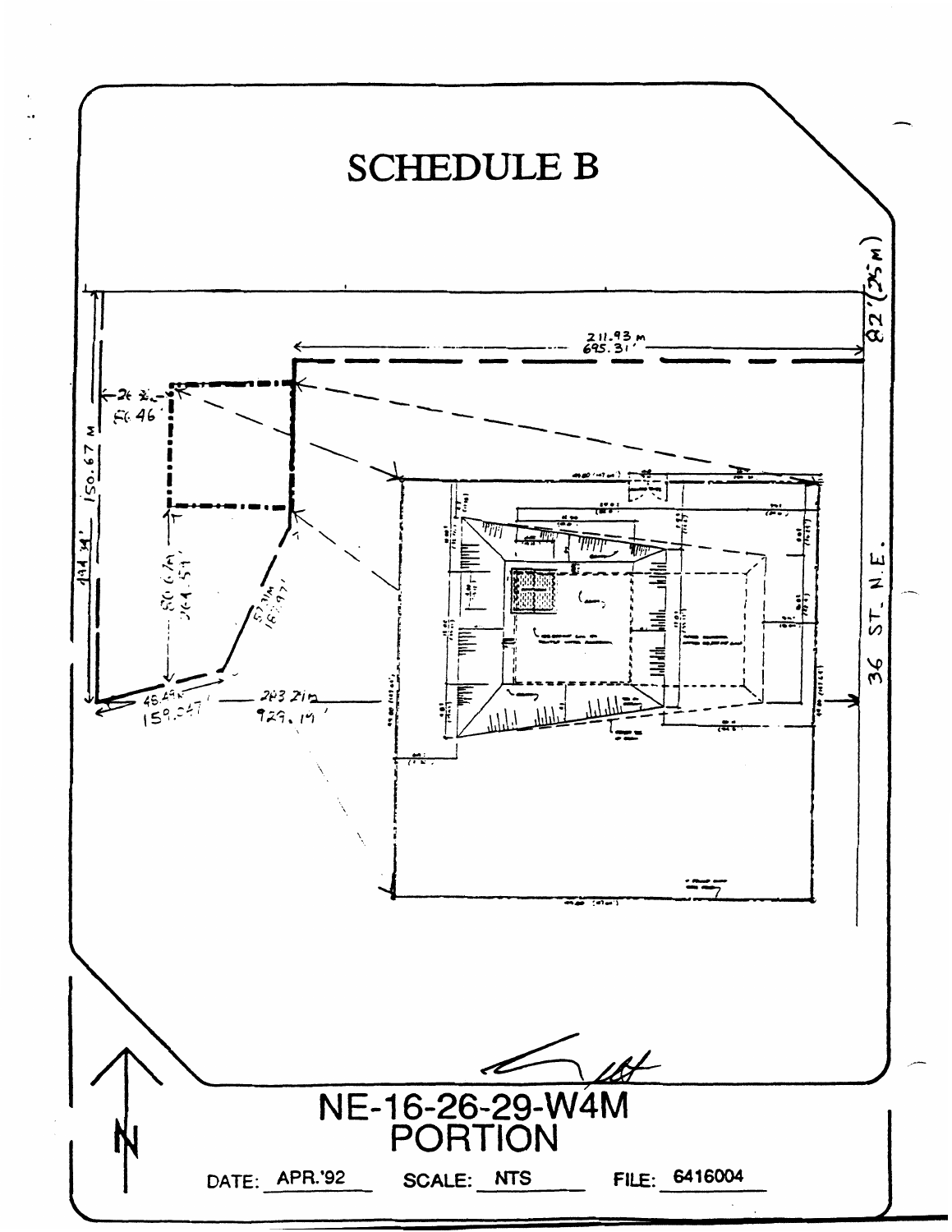# SCHEDULE B

211.93 m
695.31'

82' (25 M)

26.36 M
86.46'

150.67 M
494.34'

80.67 M
264.57'

57.31 M
188.02'

48.49 M
159.09'

283.21 m
929.14'

36 ST. N.E.

NE-16-26-29-W4M
PORTION

DATE: APR.'92 SCALE: NTS FILE: 6416004